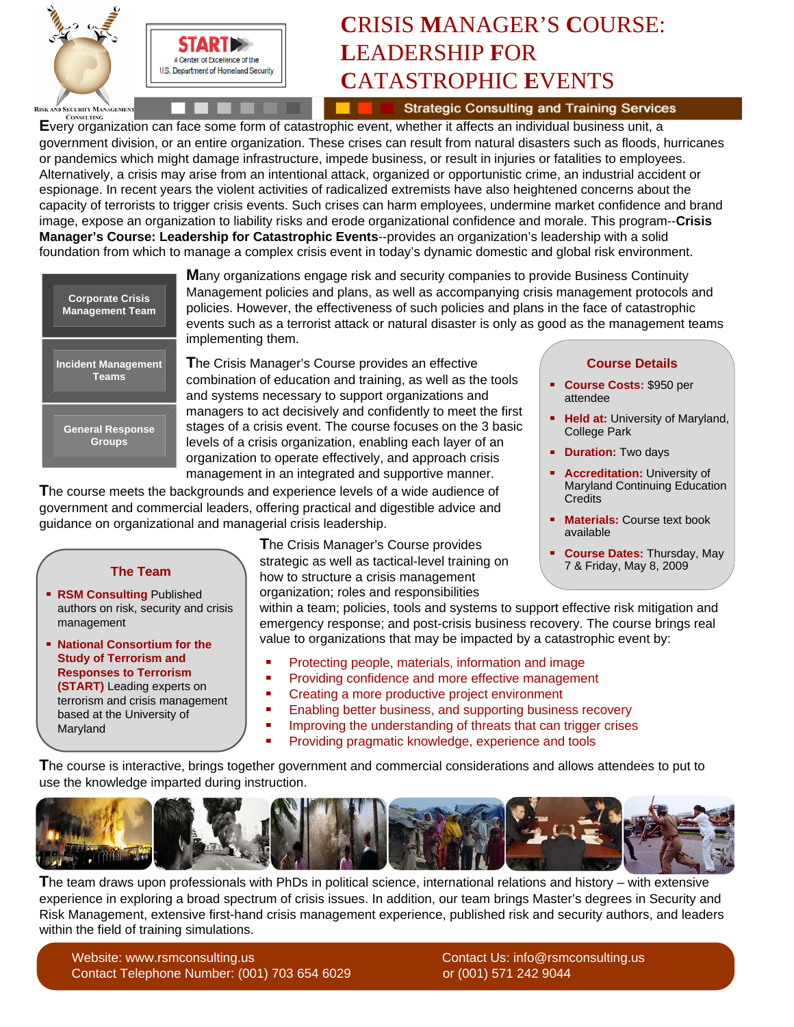# CRISIS MANAGER'S COURSE: LEADERSHIP FOR CATASTROPHIC EVENTS

START — A Center of Excellence of the U.S. Department of Homeland Security

Risk and Security Management Consulting

**Strategic Consulting and Training Services**

**E**very organization can face some form of catastrophic event, whether it affects an individual business unit, a government division, or an entire organization. These crises can result from natural disasters such as floods, hurricanes or pandemics which might damage infrastructure, impede business, or result in injuries or fatalities to employees. Alternatively, a crisis may arise from an intentional attack, organized or opportunistic crime, an industrial accident or espionage. In recent years the violent activities of radicalized extremists have also heightened concerns about the capacity of terrorists to trigger crisis events. Such crises can harm employees, undermine market confidence and brand image, expose an organization to liability risks and erode organizational confidence and morale. This program--**Crisis Manager's Course: Leadership for Catastrophic Events**--provides an organization's leadership with a solid foundation from which to manage a complex crisis event in today's dynamic domestic and global risk environment.

- Corporate Crisis Management Team
- Incident Management Teams
- General Response Groups

**M**any organizations engage risk and security companies to provide Business Continuity Management policies and plans, as well as accompanying crisis management protocols and policies. However, the effectiveness of such policies and plans in the face of catastrophic events such as a terrorist attack or natural disaster is only as good as the management teams implementing them.

**T**he Crisis Manager's Course provides an effective combination of education and training, as well as the tools and systems necessary to support organizations and managers to act decisively and confidently to meet the first stages of a crisis event. The course focuses on the 3 basic levels of a crisis organization, enabling each layer of an organization to operate effectively, and approach crisis management in an integrated and supportive manner.

**T**he course meets the backgrounds and experience levels of a wide audience of government and commercial leaders, offering practical and digestible advice and guidance on organizational and managerial crisis leadership.

## Course Details

- **Course Costs:** $950 per attendee
- **Held at:** University of Maryland, College Park
- **Duration:** Two days
- **Accreditation:** University of Maryland Continuing Education Credits
- **Materials:** Course text book available
- **Course Dates:** Thursday, May 7 & Friday, May 8, 2009

## The Team

- **RSM Consulting** Published authors on risk, security and crisis management
- **National Consortium for the Study of Terrorism and Responses to Terrorism (START)** Leading experts on terrorism and crisis management based at the University of Maryland

**T**he Crisis Manager's Course provides strategic as well as tactical-level training on how to structure a crisis management organization; roles and responsibilities within a team; policies, tools and systems to support effective risk mitigation and emergency response; and post-crisis business recovery. The course brings real value to organizations that may be impacted by a catastrophic event by:

- Protecting people, materials, information and image
- Providing confidence and more effective management
- Creating a more productive project environment
- Enabling better business, and supporting business recovery
- Improving the understanding of threats that can trigger crises
- Providing pragmatic knowledge, experience and tools

**T**he course is interactive, brings together government and commercial considerations and allows attendees to put to use the knowledge imparted during instruction.

**T**he team draws upon professionals with PhDs in political science, international relations and history – with extensive experience in exploring a broad spectrum of crisis issues. In addition, our team brings Master's degrees in Security and Risk Management, extensive first-hand crisis management experience, published risk and security authors, and leaders within the field of training simulations.

Website: www.rsmconsulting.us
Contact Telephone Number: (001) 703 654 6029

Contact Us: info@rsmconsulting.us
or (001) 571 242 9044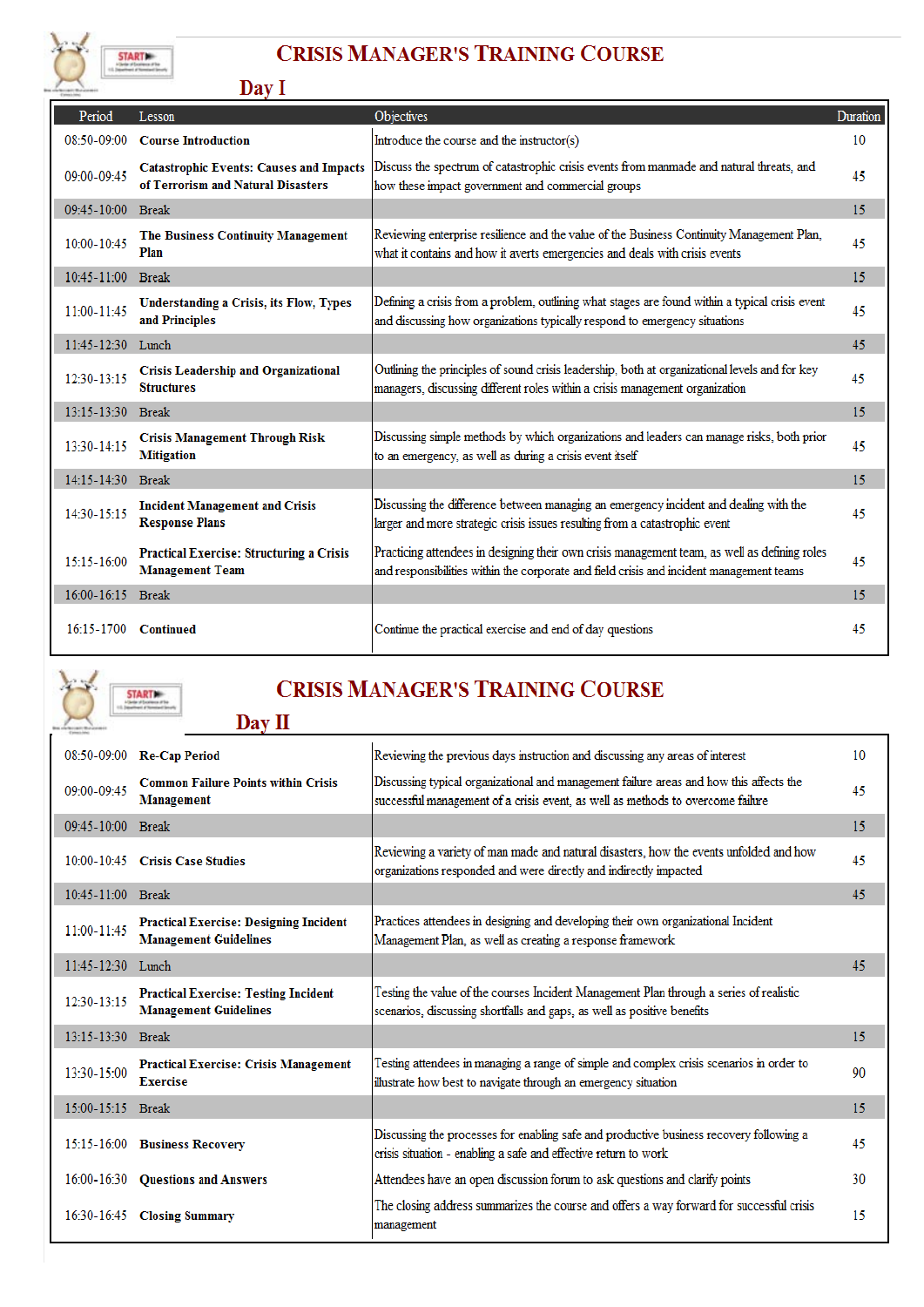# CRISIS MANAGER'S TRAINING COURSE

## Day I

| Period | Lesson | Objectives | Duration |
|---|---|---|---|
| 08:50-09:00 | **Course Introduction** | Introduce the course and the instructor(s) | 10 |
| 09:00-09:45 | **Catastrophic Events: Causes and Impacts of Terrorism and Natural Disasters** | Discuss the spectrum of catastrophic crisis events from manmade and natural threats, and how these impact government and commercial groups | 45 |
| 09:45-10:00 | Break | | 15 |
| 10:00-10:45 | **The Business Continuity Management Plan** | Reviewing enterprise resilience and the value of the Business Continuity Management Plan, what it contains and how it averts emergencies and deals with crisis events | 45 |
| 10:45-11:00 | Break | | 15 |
| 11:00-11:45 | **Understanding a Crisis, its Flow, Types and Principles** | Defining a crisis from a problem, outlining what stages are found within a typical crisis event and discussing how organizations typically respond to emergency situations | 45 |
| 11:45-12:30 | Lunch | | 45 |
| 12:30-13:15 | **Crisis Leadership and Organizational Structures** | Outlining the principles of sound crisis leadership, both at organizational levels and for key managers, discussing different roles within a crisis management organization | 45 |
| 13:15-13:30 | Break | | 15 |
| 13:30-14:15 | **Crisis Management Through Risk Mitigation** | Discussing simple methods by which organizations and leaders can manage risks, both prior to an emergency, as well as during a crisis event itself | 45 |
| 14:15-14:30 | Break | | 15 |
| 14:30-15:15 | **Incident Management and Crisis Response Plans** | Discussing the difference between managing an emergency incident and dealing with the larger and more strategic crisis issues resulting from a catastrophic event | 45 |
| 15:15-16:00 | **Practical Exercise: Structuring a Crisis Management Team** | Practicing attendees in designing their own crisis management team, as well as defining roles and responsibilities within the corporate and field crisis and incident management teams | 45 |
| 16:00-16:15 | Break | | 15 |
| 16:15-1700 | **Continued** | Continue the practical exercise and end of day questions | 45 |

# CRISIS MANAGER'S TRAINING COURSE

## Day II

| Period | Lesson | Objectives | Duration |
|---|---|---|---|
| 08:50-09:00 | **Re-Cap Period** | Reviewing the previous days instruction and discussing any areas of interest | 10 |
| 09:00-09:45 | **Common Failure Points within Crisis Management** | Discussing typical organizational and management failure areas and how this affects the successful management of a crisis event, as well as methods to overcome failure | 45 |
| 09:45-10:00 | Break | | 15 |
| 10:00-10:45 | **Crisis Case Studies** | Reviewing a variety of man made and natural disasters, how the events unfolded and how organizations responded and were directly and indirectly impacted | 45 |
| 10:45-11:00 | Break | | 45 |
| 11:00-11:45 | **Practical Exercise: Designing Incident Management Guidelines** | Practices attendees in designing and developing their own organizational Incident Management Plan, as well as creating a response framework | |
| 11:45-12:30 | Lunch | | 45 |
| 12:30-13:15 | **Practical Exercise: Testing Incident Management Guidelines** | Testing the value of the courses Incident Management Plan through a series of realistic scenarios, discussing shortfalls and gaps, as well as positive benefits | |
| 13:15-13:30 | Break | | 15 |
| 13:30-15:00 | **Practical Exercise: Crisis Management Exercise** | Testing attendees in managing a range of simple and complex crisis scenarios in order to illustrate how best to navigate through an emergency situation | 90 |
| 15:00-15:15 | Break | | 15 |
| 15:15-16:00 | **Business Recovery** | Discussing the processes for enabling safe and productive business recovery following a crisis situation - enabling a safe and effective return to work | 45 |
| 16:00-16:30 | **Questions and Answers** | Attendees have an open discussion forum to ask questions and clarify points | 30 |
| 16:30-16:45 | **Closing Summary** | The closing address summarizes the course and offers a way forward for successful crisis management | 15 |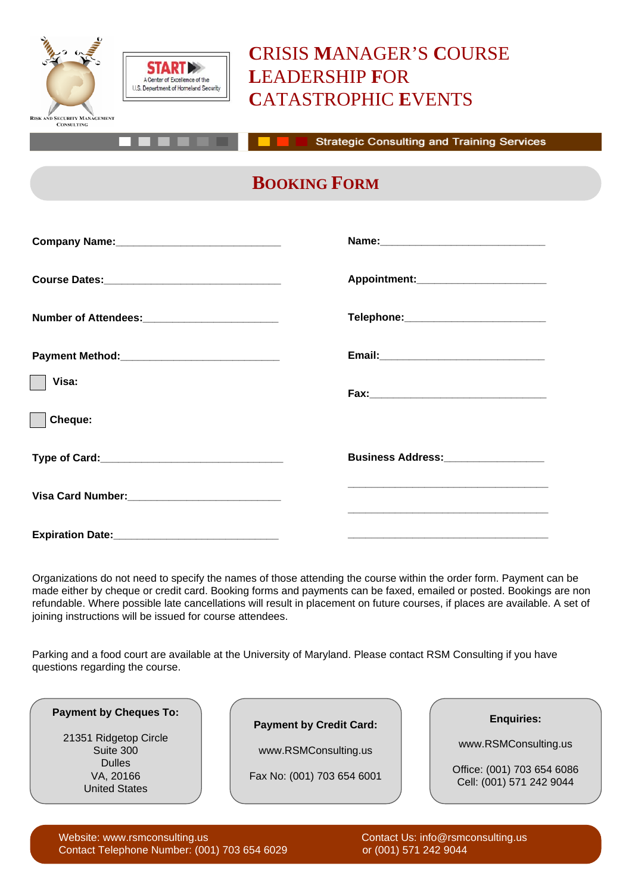RISK AND SECURITY MANAGEMENT CONSULTING

START
A Center of Excellence of the U.S. Department of Homeland Security

# CRISIS MANAGER'S COURSE LEADERSHIP FOR CATASTROPHIC EVENTS

Strategic Consulting and Training Services

## BOOKING FORM

**Company Name:**_____________________________

**Course Dates:**_______________________________

**Number of Attendees:**________________________

**Payment Method:**____________________________

☐ **Visa:**

☐ **Cheque:**

**Type of Card:**_______________________________

**Visa Card Number:**___________________________

**Expiration Date:**____________________________

**Name:**______________________________

**Appointment:**_________________________

**Telephone:**__________________________

**Email:**______________________________

**Fax:**________________________________

**Business Address:**___________________

___________________________________

___________________________________

___________________________________

Organizations do not need to specify the names of those attending the course within the order form. Payment can be made either by cheque or credit card. Booking forms and payments can be faxed, emailed or posted. Bookings are non refundable. Where possible late cancellations will result in placement on future courses, if places are available. A set of joining instructions will be issued for course attendees.

Parking and a food court are available at the University of Maryland. Please contact RSM Consulting if you have questions regarding the course.

**Payment by Cheques To:**

21351 Ridgetop Circle
Suite 300
Dulles
VA, 20166
United States

**Payment by Credit Card:**

www.RSMConsulting.us

Fax No: (001) 703 654 6001

**Enquiries:**

www.RSMConsulting.us

Office: (001) 703 654 6086
Cell: (001) 571 242 9044

Website: www.rsmconsulting.us
Contact Telephone Number: (001) 703 654 6029

Contact Us: info@rsmconsulting.us
or (001) 571 242 9044